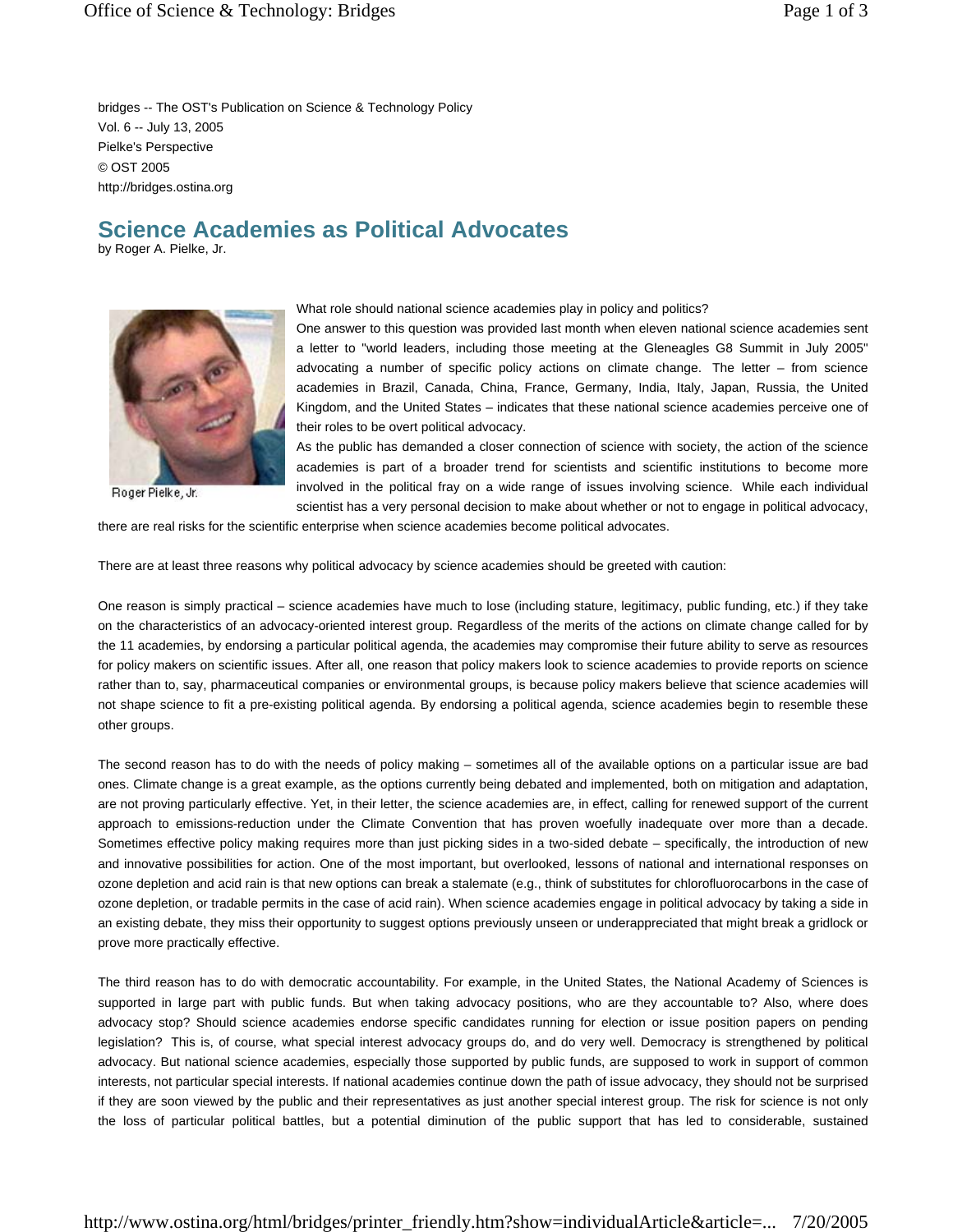bridges -- The OST's Publication on Science & Technology Policy
Vol. 6 -- July 13, 2005
Pielke's Perspective
© OST 2005
http://bridges.ostina.org

# Science Academies as Political Advocates

by Roger A. Pielke, Jr.

Roger Pielke, Jr.

What role should national science academies play in policy and politics?

One answer to this question was provided last month when eleven national science academies sent a letter to "world leaders, including those meeting at the Gleneagles G8 Summit in July 2005" advocating a number of specific policy actions on climate change. The letter – from science academies in Brazil, Canada, China, France, Germany, India, Italy, Japan, Russia, the United Kingdom, and the United States – indicates that these national science academies perceive one of their roles to be overt political advocacy.

As the public has demanded a closer connection of science with society, the action of the science academies is part of a broader trend for scientists and scientific institutions to become more involved in the political fray on a wide range of issues involving science. While each individual scientist has a very personal decision to make about whether or not to engage in political advocacy, there are real risks for the scientific enterprise when science academies become political advocates.

There are at least three reasons why political advocacy by science academies should be greeted with caution:

One reason is simply practical – science academies have much to lose (including stature, legitimacy, public funding, etc.) if they take on the characteristics of an advocacy-oriented interest group. Regardless of the merits of the actions on climate change called for by the 11 academies, by endorsing a particular political agenda, the academies may compromise their future ability to serve as resources for policy makers on scientific issues. After all, one reason that policy makers look to science academies to provide reports on science rather than to, say, pharmaceutical companies or environmental groups, is because policy makers believe that science academies will not shape science to fit a pre-existing political agenda. By endorsing a political agenda, science academies begin to resemble these other groups.

The second reason has to do with the needs of policy making – sometimes all of the available options on a particular issue are bad ones. Climate change is a great example, as the options currently being debated and implemented, both on mitigation and adaptation, are not proving particularly effective. Yet, in their letter, the science academies are, in effect, calling for renewed support of the current approach to emissions-reduction under the Climate Convention that has proven woefully inadequate over more than a decade. Sometimes effective policy making requires more than just picking sides in a two-sided debate – specifically, the introduction of new and innovative possibilities for action. One of the most important, but overlooked, lessons of national and international responses on ozone depletion and acid rain is that new options can break a stalemate (e.g., think of substitutes for chlorofluorocarbons in the case of ozone depletion, or tradable permits in the case of acid rain). When science academies engage in political advocacy by taking a side in an existing debate, they miss their opportunity to suggest options previously unseen or underappreciated that might break a gridlock or prove more practically effective.

The third reason has to do with democratic accountability. For example, in the United States, the National Academy of Sciences is supported in large part with public funds. But when taking advocacy positions, who are they accountable to? Also, where does advocacy stop? Should science academies endorse specific candidates running for election or issue position papers on pending legislation? This is, of course, what special interest advocacy groups do, and do very well. Democracy is strengthened by political advocacy. But national science academies, especially those supported by public funds, are supposed to work in support of common interests, not particular special interests. If national academies continue down the path of issue advocacy, they should not be surprised if they are soon viewed by the public and their representatives as just another special interest group. The risk for science is not only the loss of particular political battles, but a potential diminution of the public support that has led to considerable, sustained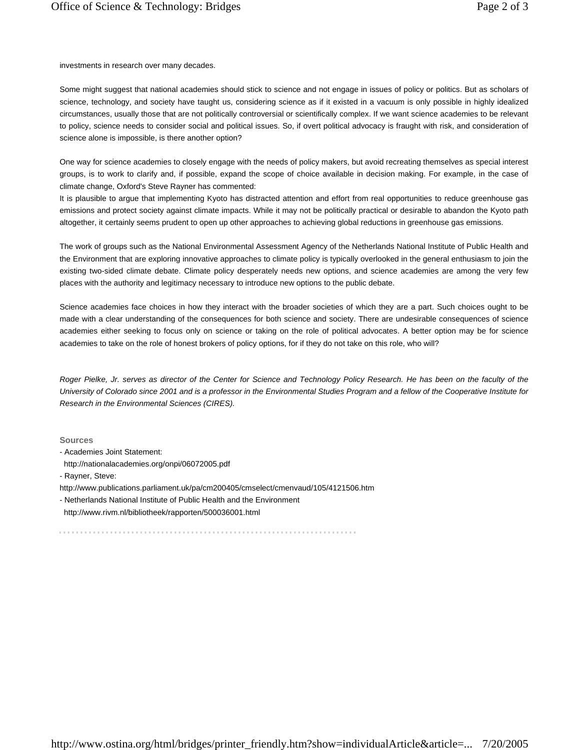investments in research over many decades.

Some might suggest that national academies should stick to science and not engage in issues of policy or politics. But as scholars of science, technology, and society have taught us, considering science as if it existed in a vacuum is only possible in highly idealized circumstances, usually those that are not politically controversial or scientifically complex. If we want science academies to be relevant to policy, science needs to consider social and political issues. So, if overt political advocacy is fraught with risk, and consideration of science alone is impossible, is there another option?

One way for science academies to closely engage with the needs of policy makers, but avoid recreating themselves as special interest groups, is to work to clarify and, if possible, expand the scope of choice available in decision making. For example, in the case of climate change, Oxford's Steve Rayner has commented:

It is plausible to argue that implementing Kyoto has distracted attention and effort from real opportunities to reduce greenhouse gas emissions and protect society against climate impacts. While it may not be politically practical or desirable to abandon the Kyoto path altogether, it certainly seems prudent to open up other approaches to achieving global reductions in greenhouse gas emissions.

The work of groups such as the National Environmental Assessment Agency of the Netherlands National Institute of Public Health and the Environment that are exploring innovative approaches to climate policy is typically overlooked in the general enthusiasm to join the existing two-sided climate debate. Climate policy desperately needs new options, and science academies are among the very few places with the authority and legitimacy necessary to introduce new options to the public debate.

Science academies face choices in how they interact with the broader societies of which they are a part. Such choices ought to be made with a clear understanding of the consequences for both science and society. There are undesirable consequences of science academies either seeking to focus only on science or taking on the role of political advocates. A better option may be for science academies to take on the role of honest brokers of policy options, for if they do not take on this role, who will?

*Roger Pielke, Jr. serves as director of the Center for Science and Technology Policy Research. He has been on the faculty of the University of Colorado since 2001 and is a professor in the Environmental Studies Program and a fellow of the Cooperative Institute for Research in the Environmental Sciences (CIRES).*

**Sources**

- Academies Joint Statement:
  http://nationalacademies.org/onpi/06072005.pdf
- Rayner, Steve:
  http://www.publications.parliament.uk/pa/cm200405/cmselect/cmenvaud/105/4121506.htm
- Netherlands National Institute of Public Health and the Environment
  http://www.rivm.nl/bibliotheek/rapporten/500036001.html